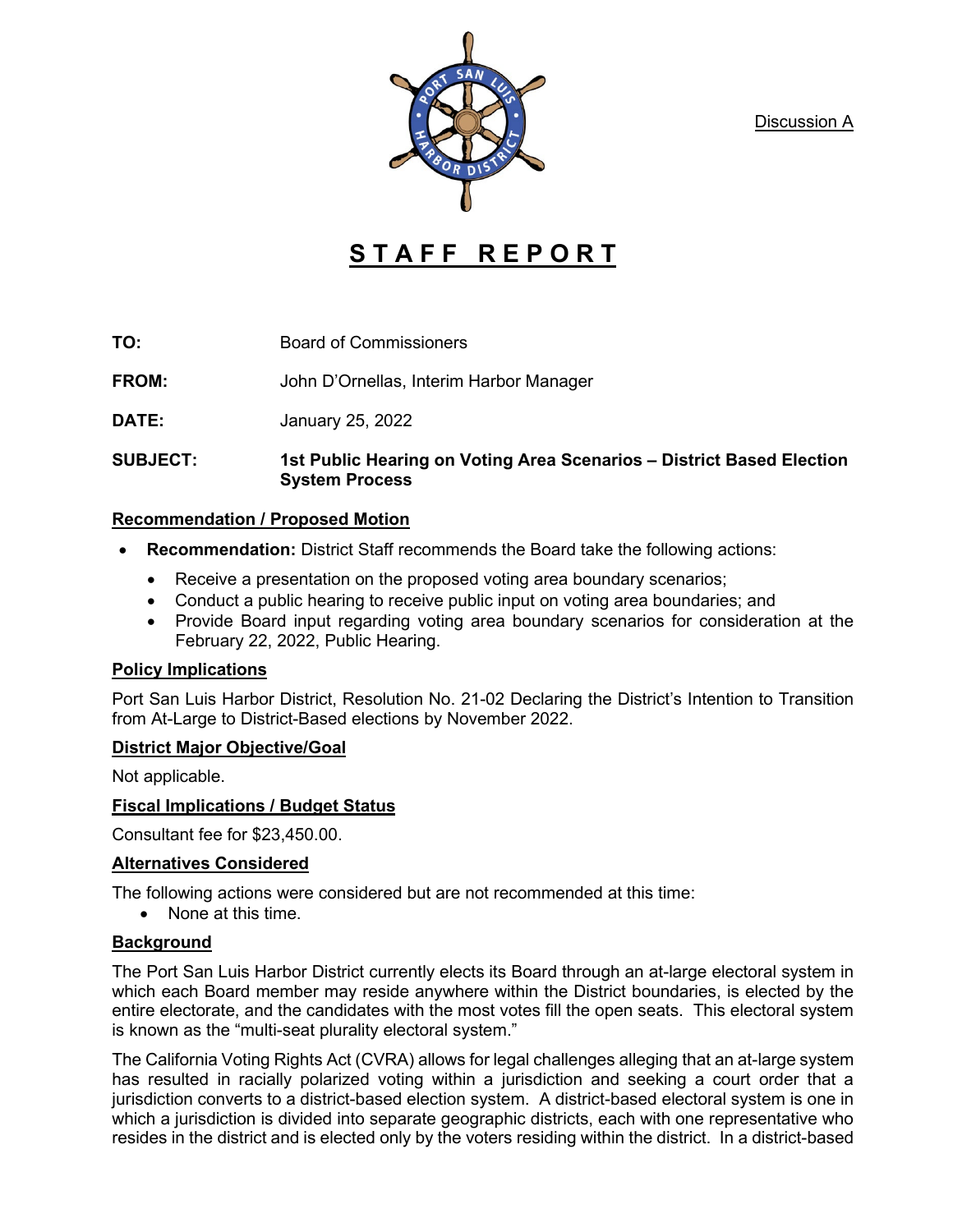Discussion A

# STAFF REPORT

**TO:** Board of Commissioners

**FROM:** John D'Ornellas, Interim Harbor Manager

**DATE:** January 25, 2022

**SUBJECT:** **1st Public Hearing on Voting Area Scenarios – District Based Election System Process**

## Recommendation / Proposed Motion

- **Recommendation:** District Staff recommends the Board take the following actions:
  - Receive a presentation on the proposed voting area boundary scenarios;
  - Conduct a public hearing to receive public input on voting area boundaries; and
  - Provide Board input regarding voting area boundary scenarios for consideration at the February 22, 2022, Public Hearing.

## Policy Implications

Port San Luis Harbor District, Resolution No. 21-02 Declaring the District's Intention to Transition from At-Large to District-Based elections by November 2022.

## District Major Objective/Goal

Not applicable.

## Fiscal Implications / Budget Status

Consultant fee for $23,450.00.

## Alternatives Considered

The following actions were considered but are not recommended at this time:

- None at this time.

## Background

The Port San Luis Harbor District currently elects its Board through an at-large electoral system in which each Board member may reside anywhere within the District boundaries, is elected by the entire electorate, and the candidates with the most votes fill the open seats. This electoral system is known as the "multi-seat plurality electoral system."

The California Voting Rights Act (CVRA) allows for legal challenges alleging that an at-large system has resulted in racially polarized voting within a jurisdiction and seeking a court order that a jurisdiction converts to a district-based election system. A district-based electoral system is one in which a jurisdiction is divided into separate geographic districts, each with one representative who resides in the district and is elected only by the voters residing within the district. In a district-based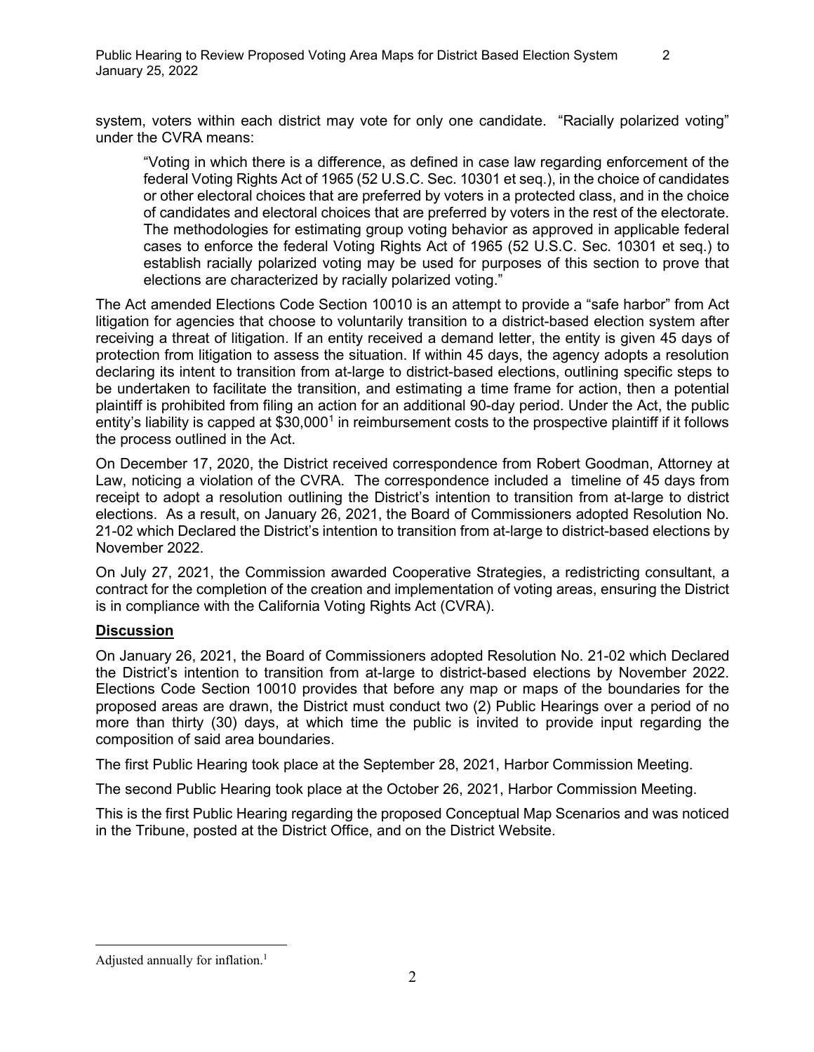system, voters within each district may vote for only one candidate. "Racially polarized voting" under the CVRA means:

> "Voting in which there is a difference, as defined in case law regarding enforcement of the federal Voting Rights Act of 1965 (52 U.S.C. Sec. 10301 et seq.), in the choice of candidates or other electoral choices that are preferred by voters in a protected class, and in the choice of candidates and electoral choices that are preferred by voters in the rest of the electorate. The methodologies for estimating group voting behavior as approved in applicable federal cases to enforce the federal Voting Rights Act of 1965 (52 U.S.C. Sec. 10301 et seq.) to establish racially polarized voting may be used for purposes of this section to prove that elections are characterized by racially polarized voting."

The Act amended Elections Code Section 10010 is an attempt to provide a "safe harbor" from Act litigation for agencies that choose to voluntarily transition to a district-based election system after receiving a threat of litigation. If an entity received a demand letter, the entity is given 45 days of protection from litigation to assess the situation. If within 45 days, the agency adopts a resolution declaring its intent to transition from at-large to district-based elections, outlining specific steps to be undertaken to facilitate the transition, and estimating a time frame for action, then a potential plaintiff is prohibited from filing an action for an additional 90-day period. Under the Act, the public entity's liability is capped at $30,000[1] in reimbursement costs to the prospective plaintiff if it follows the process outlined in the Act.

On December 17, 2020, the District received correspondence from Robert Goodman, Attorney at Law, noticing a violation of the CVRA. The correspondence included a timeline of 45 days from receipt to adopt a resolution outlining the District's intention to transition from at-large to district elections. As a result, on January 26, 2021, the Board of Commissioners adopted Resolution No. 21-02 which Declared the District's intention to transition from at-large to district-based elections by November 2022.

On July 27, 2021, the Commission awarded Cooperative Strategies, a redistricting consultant, a contract for the completion of the creation and implementation of voting areas, ensuring the District is in compliance with the California Voting Rights Act (CVRA).

## Discussion

On January 26, 2021, the Board of Commissioners adopted Resolution No. 21-02 which Declared the District's intention to transition from at-large to district-based elections by November 2022. Elections Code Section 10010 provides that before any map or maps of the boundaries for the proposed areas are drawn, the District must conduct two (2) Public Hearings over a period of no more than thirty (30) days, at which time the public is invited to provide input regarding the composition of said area boundaries.

The first Public Hearing took place at the September 28, 2021, Harbor Commission Meeting.

The second Public Hearing took place at the October 26, 2021, Harbor Commission Meeting.

This is the first Public Hearing regarding the proposed Conceptual Map Scenarios and was noticed in the Tribune, posted at the District Office, and on the District Website.

---

Adjusted annually for inflation.[1]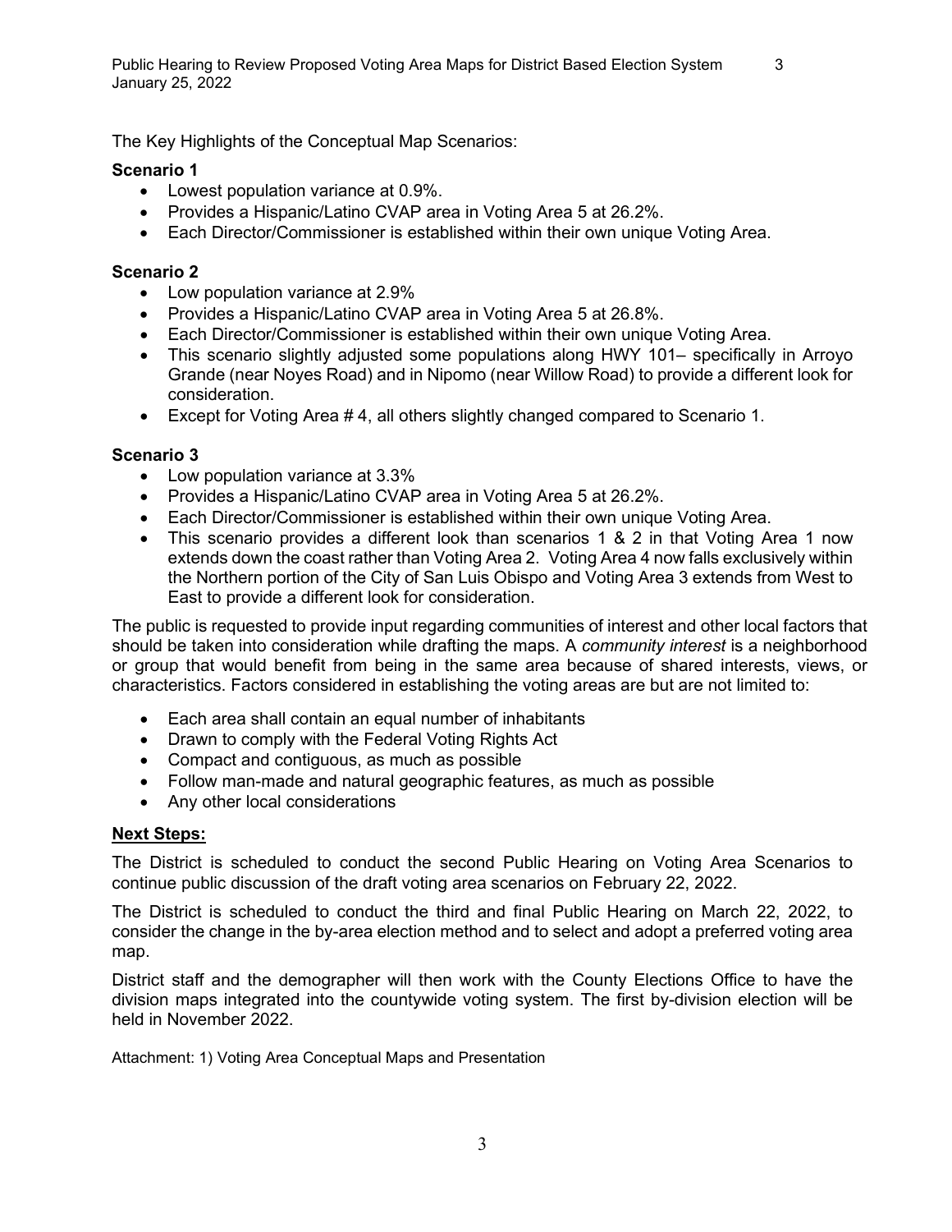The Key Highlights of the Conceptual Map Scenarios:

**Scenario 1**

- Lowest population variance at 0.9%.
- Provides a Hispanic/Latino CVAP area in Voting Area 5 at 26.2%.
- Each Director/Commissioner is established within their own unique Voting Area.

**Scenario 2**

- Low population variance at 2.9%
- Provides a Hispanic/Latino CVAP area in Voting Area 5 at 26.8%.
- Each Director/Commissioner is established within their own unique Voting Area.
- This scenario slightly adjusted some populations along HWY 101– specifically in Arroyo Grande (near Noyes Road) and in Nipomo (near Willow Road) to provide a different look for consideration.
- Except for Voting Area # 4, all others slightly changed compared to Scenario 1.

**Scenario 3**

- Low population variance at 3.3%
- Provides a Hispanic/Latino CVAP area in Voting Area 5 at 26.2%.
- Each Director/Commissioner is established within their own unique Voting Area.
- This scenario provides a different look than scenarios 1 & 2 in that Voting Area 1 now extends down the coast rather than Voting Area 2. Voting Area 4 now falls exclusively within the Northern portion of the City of San Luis Obispo and Voting Area 3 extends from West to East to provide a different look for consideration.

The public is requested to provide input regarding communities of interest and other local factors that should be taken into consideration while drafting the maps. A *community interest* is a neighborhood or group that would benefit from being in the same area because of shared interests, views, or characteristics. Factors considered in establishing the voting areas are but are not limited to:

- Each area shall contain an equal number of inhabitants
- Drawn to comply with the Federal Voting Rights Act
- Compact and contiguous, as much as possible
- Follow man-made and natural geographic features, as much as possible
- Any other local considerations

**Next Steps:**

The District is scheduled to conduct the second Public Hearing on Voting Area Scenarios to continue public discussion of the draft voting area scenarios on February 22, 2022.

The District is scheduled to conduct the third and final Public Hearing on March 22, 2022, to consider the change in the by-area election method and to select and adopt a preferred voting area map.

District staff and the demographer will then work with the County Elections Office to have the division maps integrated into the countywide voting system. The first by-division election will be held in November 2022.

Attachment: 1) Voting Area Conceptual Maps and Presentation